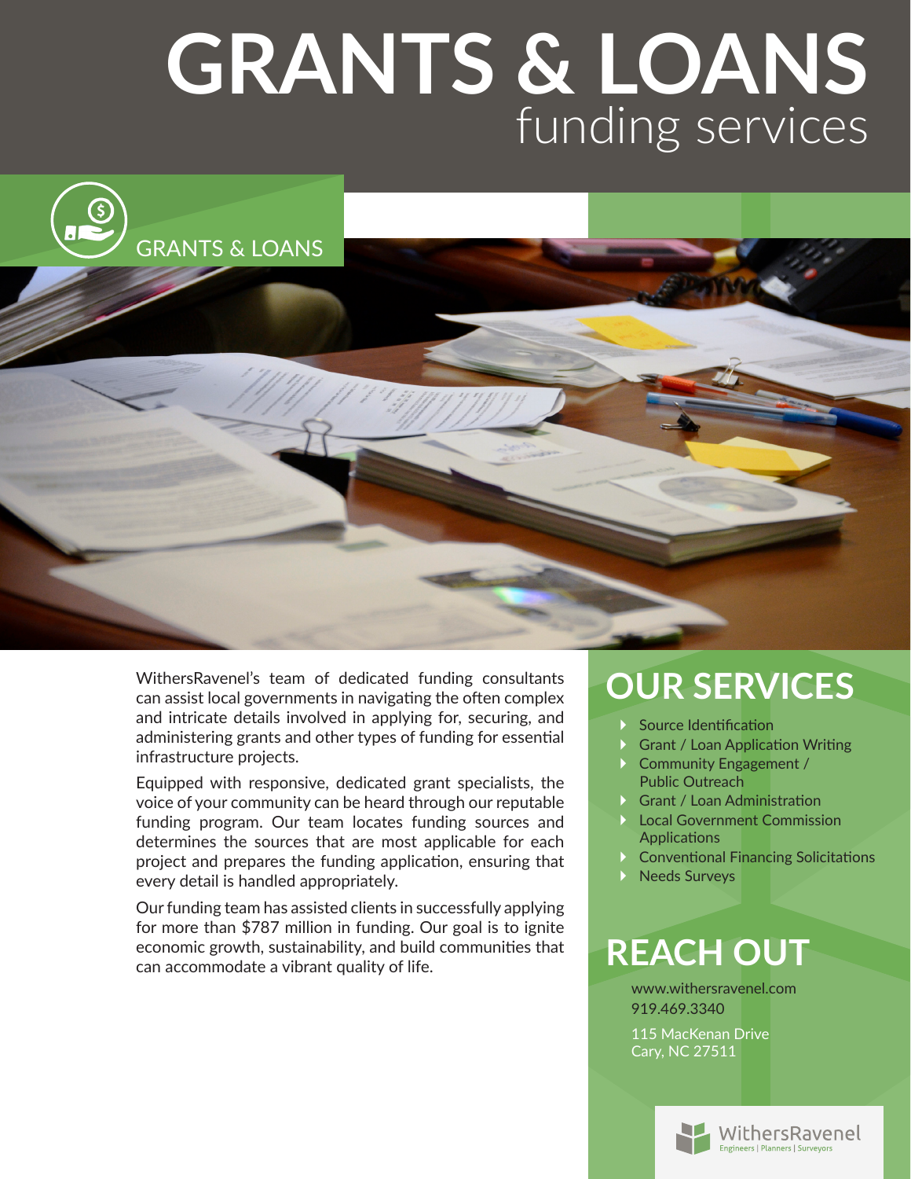# GRANTS & LOANS
## funding services

GRANTS & LOANS

WithersRavenel's team of dedicated funding consultants can assist local governments in navigating the often complex and intricate details involved in applying for, securing, and administering grants and other types of funding for essential infrastructure projects.

Equipped with responsive, dedicated grant specialists, the voice of your community can be heard through our reputable funding program. Our team locates funding sources and determines the sources that are most applicable for each project and prepares the funding application, ensuring that every detail is handled appropriately.

Our funding team has assisted clients in successfully applying for more than $787 million in funding. Our goal is to ignite economic growth, sustainability, and build communities that can accommodate a vibrant quality of life.

## OUR SERVICES

- Source Identification
- Grant / Loan Application Writing
- Community Engagement / Public Outreach
- Grant / Loan Administration
- Local Government Commission Applications
- Conventional Financing Solicitations
- Needs Surveys

## REACH OUT

www.withersravenel.com
919.469.3340

115 MacKenan Drive
Cary, NC 27511

WithersRavenel
Engineers | Planners | Surveyors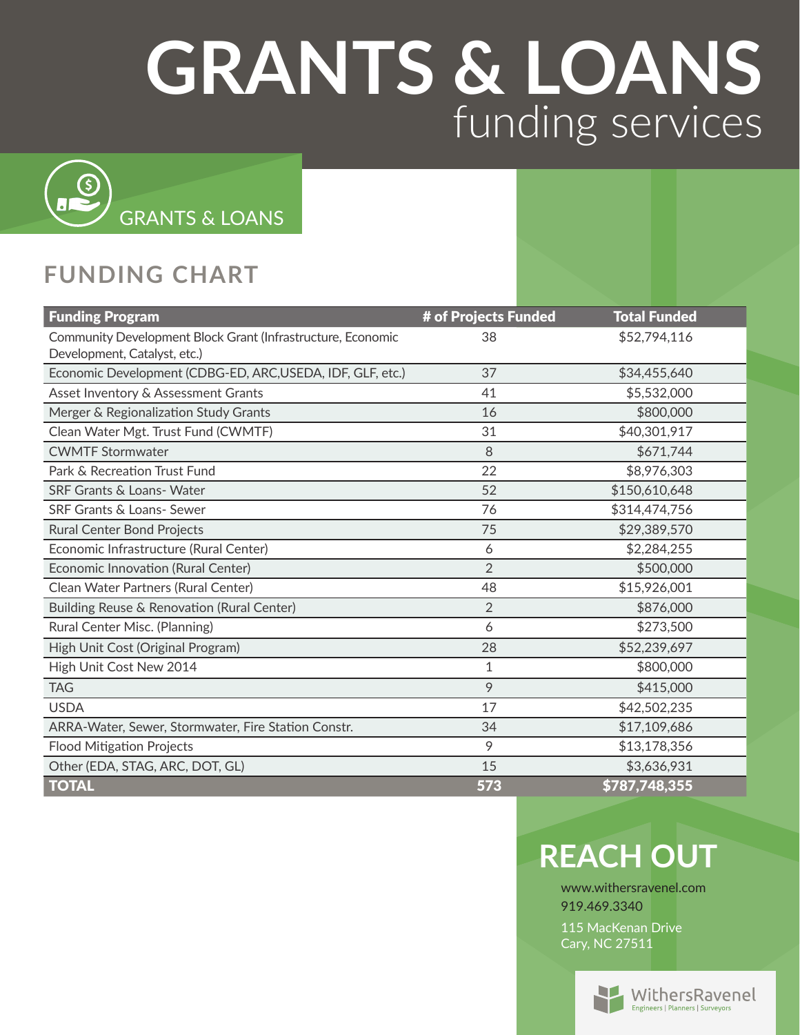# GRANTS & LOANS

funding services

GRANTS & LOANS

## FUNDING CHART

| Funding Program | # of Projects Funded | Total Funded |
|---|---|---|
| Community Development Block Grant (Infrastructure, Economic Development, Catalyst, etc.) | 38 | $52,794,116 |
| Economic Development (CDBG-ED, ARC,USEDA, IDF, GLF, etc.) | 37 | $34,455,640 |
| Asset Inventory & Assessment Grants | 41 | $5,532,000 |
| Merger & Regionalization Study Grants | 16 | $800,000 |
| Clean Water Mgt. Trust Fund (CWMTF) | 31 | $40,301,917 |
| CWMTF Stormwater | 8 | $671,744 |
| Park & Recreation Trust Fund | 22 | $8,976,303 |
| SRF Grants & Loans- Water | 52 | $150,610,648 |
| SRF Grants & Loans- Sewer | 76 | $314,474,756 |
| Rural Center Bond Projects | 75 | $29,389,570 |
| Economic Infrastructure (Rural Center) | 6 | $2,284,255 |
| Economic Innovation (Rural Center) | 2 | $500,000 |
| Clean Water Partners (Rural Center) | 48 | $15,926,001 |
| Building Reuse & Renovation (Rural Center) | 2 | $876,000 |
| Rural Center Misc. (Planning) | 6 | $273,500 |
| High Unit Cost (Original Program) | 28 | $52,239,697 |
| High Unit Cost New 2014 | 1 | $800,000 |
| TAG | 9 | $415,000 |
| USDA | 17 | $42,502,235 |
| ARRA-Water, Sewer, Stormwater, Fire Station Constr. | 34 | $17,109,686 |
| Flood Mitigation Projects | 9 | $13,178,356 |
| Other (EDA, STAG, ARC, DOT, GL) | 15 | $3,636,931 |
| **TOTAL** | **573** | **$787,748,355** |

## REACH OUT

www.withersravenel.com

919.469.3340

115 MacKenan Drive
Cary, NC 27511

WithersRavenel
Engineers | Planners | Surveyors